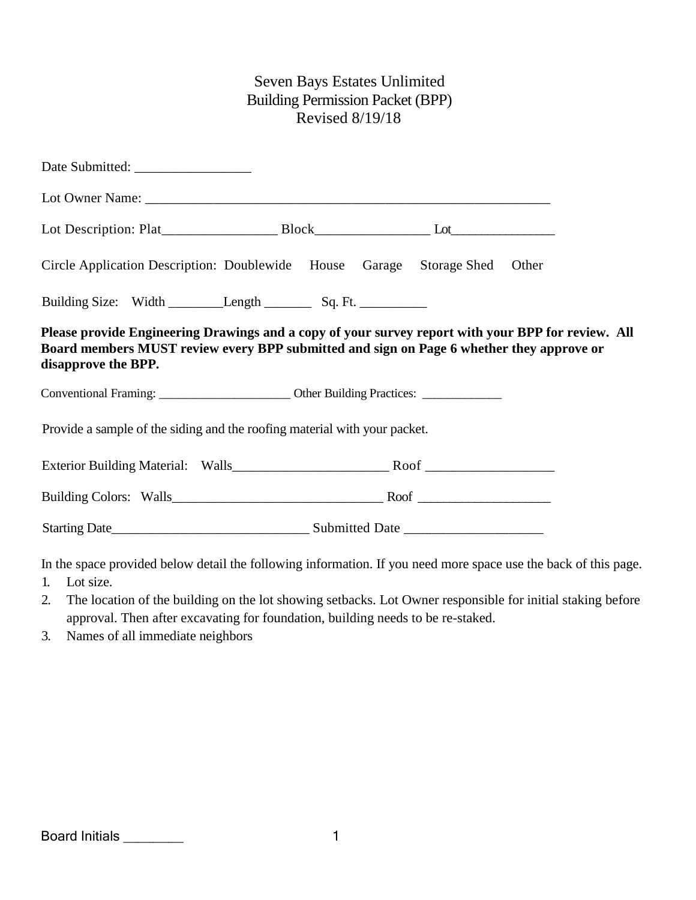# Seven Bays Estates Unlimited
## Building Permission Packet (BPP)
### Revised 8/19/18

Date Submitted: _________________

Lot Owner Name: ____________________________________________________________

Lot Description: Plat_________________ Block_________________ Lot________________

Circle Application Description: Doublewide House Garage Storage Shed Other

Building Size: Width ________Length _______ Sq. Ft. __________

**Please provide Engineering Drawings and a copy of your survey report with your BPP for review. All Board members MUST review every BPP submitted and sign on Page 6 whether they approve or disapprove the BPP.**

Conventional Framing: ______________________ Other Building Practices: _____________

Provide a sample of the siding and the roofing material with your packet.

Exterior Building Material: Walls________________________ Roof ___________________

Building Colors: Walls________________________________ Roof ____________________

Starting Date_____________________________ Submitted Date ____________________

In the space provided below detail the following information. If you need more space use the back of this page.

1. Lot size.
2. The location of the building on the lot showing setbacks. Lot Owner responsible for initial staking before approval. Then after excavating for foundation, building needs to be re-staked.
3. Names of all immediate neighbors

Board Initials ________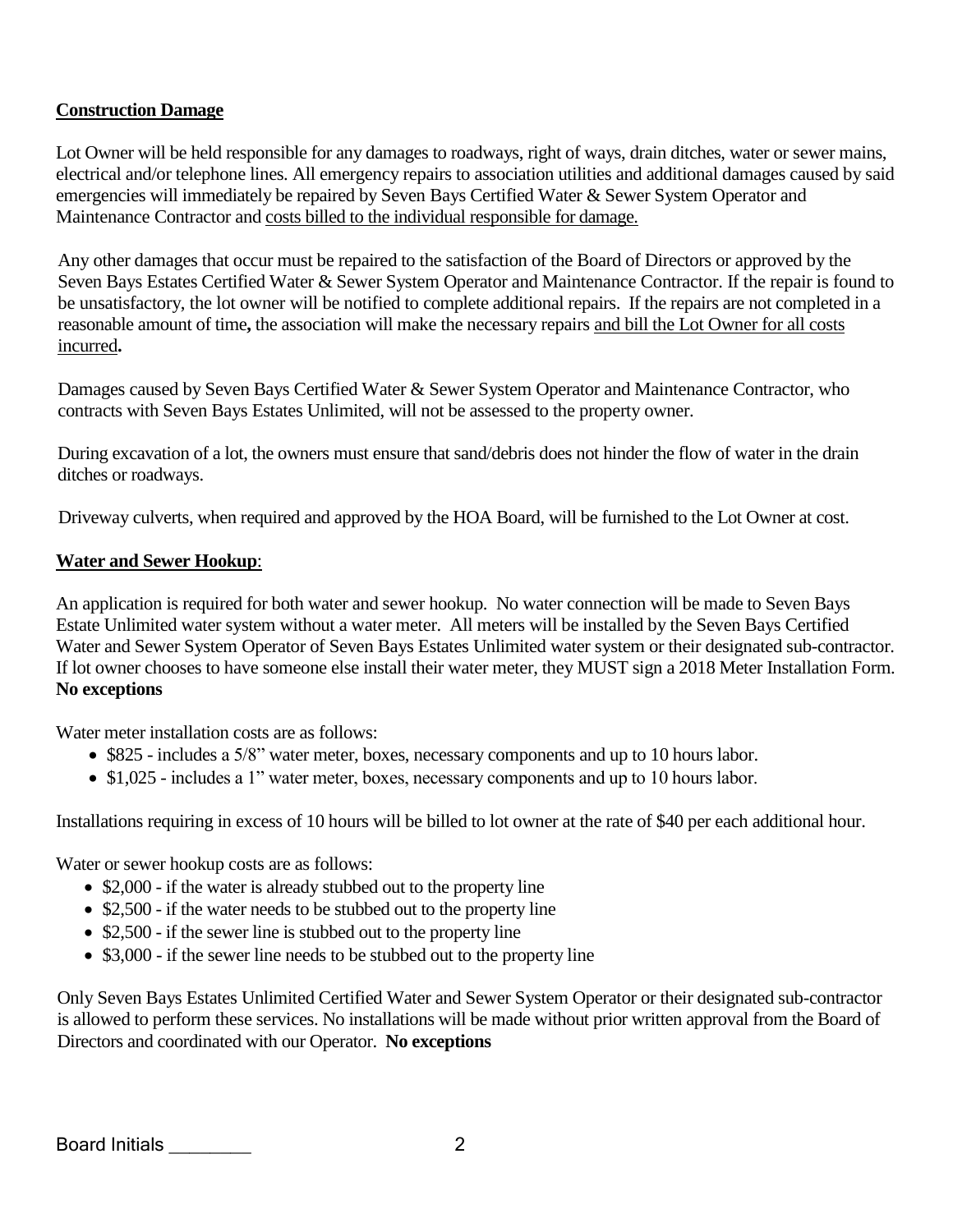## Construction Damage

Lot Owner will be held responsible for any damages to roadways, right of ways, drain ditches, water or sewer mains, electrical and/or telephone lines. All emergency repairs to association utilities and additional damages caused by said emergencies will immediately be repaired by Seven Bays Certified Water & Sewer System Operator and Maintenance Contractor and costs billed to the individual responsible for damage.

Any other damages that occur must be repaired to the satisfaction of the Board of Directors or approved by the Seven Bays Estates Certified Water & Sewer System Operator and Maintenance Contractor. If the repair is found to be unsatisfactory, the lot owner will be notified to complete additional repairs. If the repairs are not completed in a reasonable amount of time**,** the association will make the necessary repairs and bill the Lot Owner for all costs incurred**.**

Damages caused by Seven Bays Certified Water & Sewer System Operator and Maintenance Contractor, who contracts with Seven Bays Estates Unlimited, will not be assessed to the property owner.

During excavation of a lot, the owners must ensure that sand/debris does not hinder the flow of water in the drain ditches or roadways.

Driveway culverts, when required and approved by the HOA Board, will be furnished to the Lot Owner at cost.

## Water and Sewer Hookup:

An application is required for both water and sewer hookup. No water connection will be made to Seven Bays Estate Unlimited water system without a water meter. All meters will be installed by the Seven Bays Certified Water and Sewer System Operator of Seven Bays Estates Unlimited water system or their designated sub-contractor. If lot owner chooses to have someone else install their water meter, they MUST sign a 2018 Meter Installation Form. **No exceptions**

Water meter installation costs are as follows:

- $825 - includes a 5/8" water meter, boxes, necessary components and up to 10 hours labor.
- $1,025 - includes a 1" water meter, boxes, necessary components and up to 10 hours labor.

Installations requiring in excess of 10 hours will be billed to lot owner at the rate of $40 per each additional hour.

Water or sewer hookup costs are as follows:

- $2,000 - if the water is already stubbed out to the property line
- $2,500 - if the water needs to be stubbed out to the property line
- $2,500 - if the sewer line is stubbed out to the property line
- $3,000 - if the sewer line needs to be stubbed out to the property line

Only Seven Bays Estates Unlimited Certified Water and Sewer System Operator or their designated sub-contractor is allowed to perform these services. No installations will be made without prior written approval from the Board of Directors and coordinated with our Operator. **No exceptions**

Board Initials ________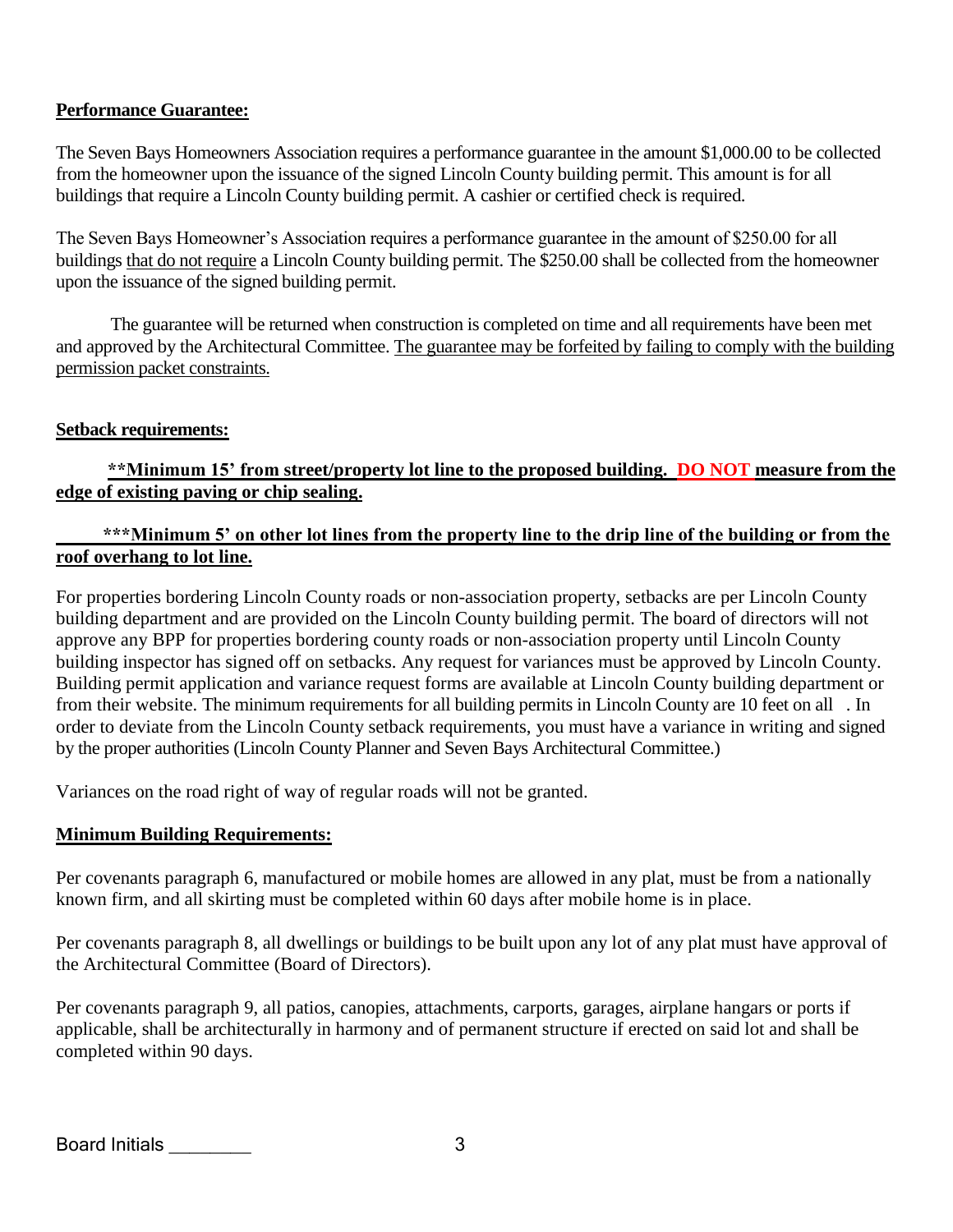**Performance Guarantee:**

The Seven Bays Homeowners Association requires a performance guarantee in the amount $1,000.00 to be collected from the homeowner upon the issuance of the signed Lincoln County building permit. This amount is for all buildings that require a Lincoln County building permit. A cashier or certified check is required.

The Seven Bays Homeowner's Association requires a performance guarantee in the amount of $250.00 for all buildings that do not require a Lincoln County building permit. The $250.00 shall be collected from the homeowner upon the issuance of the signed building permit.

The guarantee will be returned when construction is completed on time and all requirements have been met and approved by the Architectural Committee. The guarantee may be forfeited by failing to comply with the building permission packet constraints.

**Setback requirements:**

**\*\*Minimum 15' from street/property lot line to the proposed building. DO NOT measure from the edge of existing paving or chip sealing.**

**\*\*\*Minimum 5' on other lot lines from the property line to the drip line of the building or from the roof overhang to lot line.**

For properties bordering Lincoln County roads or non-association property, setbacks are per Lincoln County building department and are provided on the Lincoln County building permit. The board of directors will not approve any BPP for properties bordering county roads or non-association property until Lincoln County building inspector has signed off on setbacks. Any request for variances must be approved by Lincoln County. Building permit application and variance request forms are available at Lincoln County building department or from their website. The minimum requirements for all building permits in Lincoln County are 10 feet on all . In order to deviate from the Lincoln County setback requirements, you must have a variance in writing and signed by the proper authorities (Lincoln County Planner and Seven Bays Architectural Committee.)

Variances on the road right of way of regular roads will not be granted.

**Minimum Building Requirements:**

Per covenants paragraph 6, manufactured or mobile homes are allowed in any plat, must be from a nationally known firm, and all skirting must be completed within 60 days after mobile home is in place.

Per covenants paragraph 8, all dwellings or buildings to be built upon any lot of any plat must have approval of the Architectural Committee (Board of Directors).

Per covenants paragraph 9, all patios, canopies, attachments, carports, garages, airplane hangars or ports if applicable, shall be architecturally in harmony and of permanent structure if erected on said lot and shall be completed within 90 days.

Board Initials ________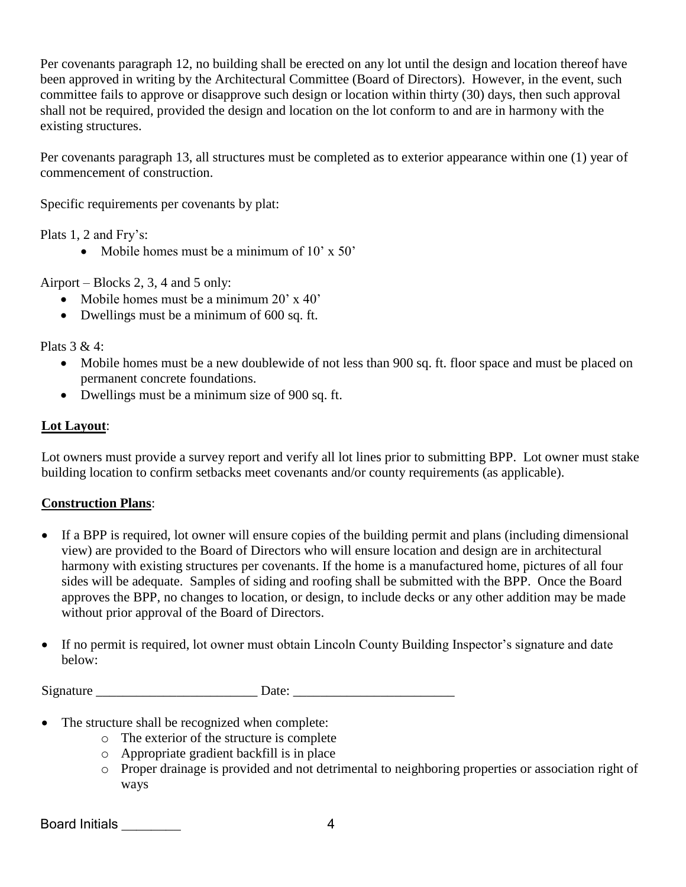Per covenants paragraph 12, no building shall be erected on any lot until the design and location thereof have been approved in writing by the Architectural Committee (Board of Directors). However, in the event, such committee fails to approve or disapprove such design or location within thirty (30) days, then such approval shall not be required, provided the design and location on the lot conform to and are in harmony with the existing structures.

Per covenants paragraph 13, all structures must be completed as to exterior appearance within one (1) year of commencement of construction.

Specific requirements per covenants by plat:

Plats 1, 2 and Fry's:

- Mobile homes must be a minimum of 10' x 50'

Airport – Blocks 2, 3, 4 and 5 only:

- Mobile homes must be a minimum 20' x 40'
- Dwellings must be a minimum of 600 sq. ft.

Plats 3 & 4:

- Mobile homes must be a new doublewide of not less than 900 sq. ft. floor space and must be placed on permanent concrete foundations.
- Dwellings must be a minimum size of 900 sq. ft.

**Lot Layout**:

Lot owners must provide a survey report and verify all lot lines prior to submitting BPP. Lot owner must stake building location to confirm setbacks meet covenants and/or county requirements (as applicable).

**Construction Plans**:

- If a BPP is required, lot owner will ensure copies of the building permit and plans (including dimensional view) are provided to the Board of Directors who will ensure location and design are in architectural harmony with existing structures per covenants. If the home is a manufactured home, pictures of all four sides will be adequate. Samples of siding and roofing shall be submitted with the BPP. Once the Board approves the BPP, no changes to location, or design, to include decks or any other addition may be made without prior approval of the Board of Directors.

- If no permit is required, lot owner must obtain Lincoln County Building Inspector's signature and date below:

Signature ________________________ Date: ________________________

- The structure shall be recognized when complete:
  - The exterior of the structure is complete
  - Appropriate gradient backfill is in place
  - Proper drainage is provided and not detrimental to neighboring properties or association right of ways

Board Initials ________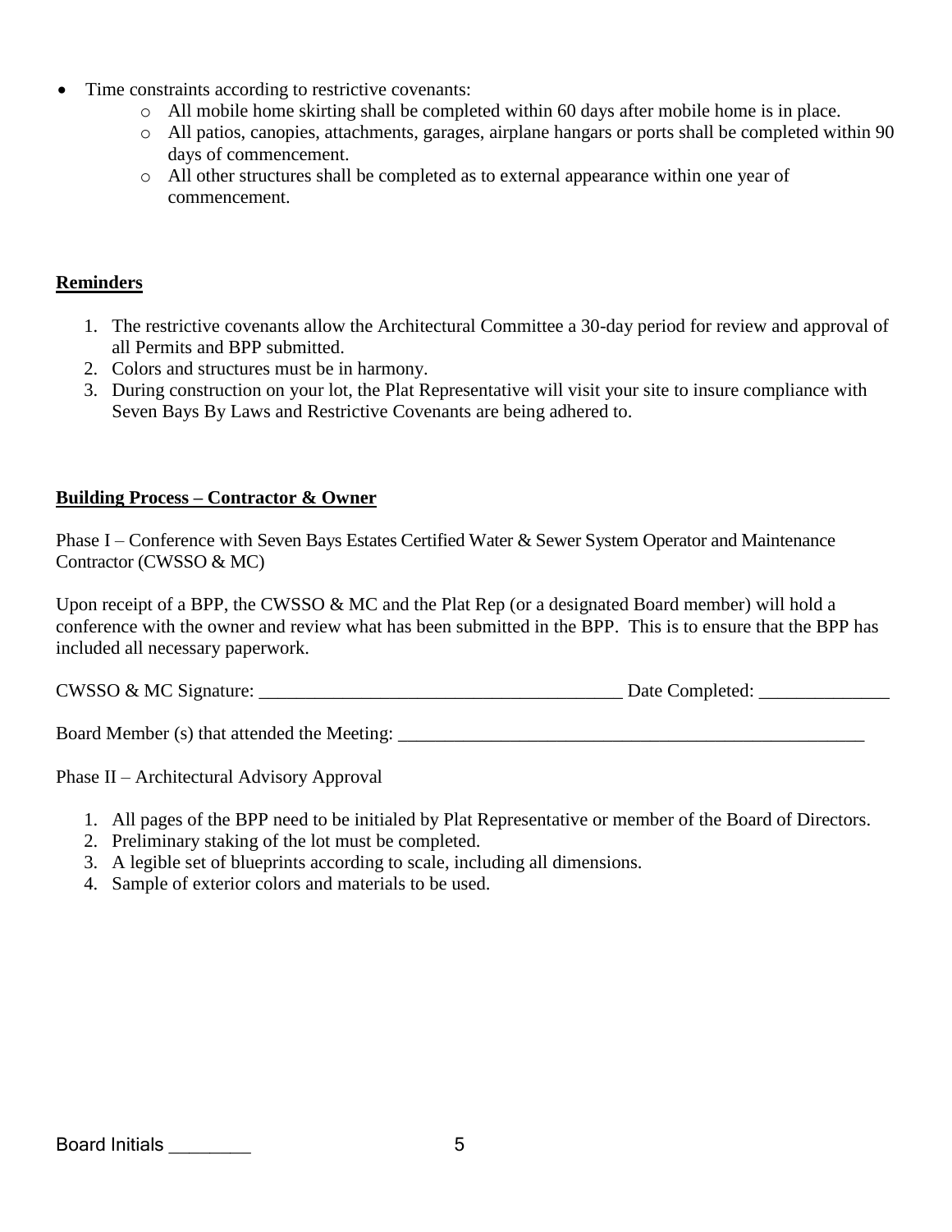- Time constraints according to restrictive covenants:
  - All mobile home skirting shall be completed within 60 days after mobile home is in place.
  - All patios, canopies, attachments, garages, airplane hangars or ports shall be completed within 90 days of commencement.
  - All other structures shall be completed as to external appearance within one year of commencement.

**Reminders**

1. The restrictive covenants allow the Architectural Committee a 30-day period for review and approval of all Permits and BPP submitted.
2. Colors and structures must be in harmony.
3. During construction on your lot, the Plat Representative will visit your site to insure compliance with Seven Bays By Laws and Restrictive Covenants are being adhered to.

**Building Process – Contractor & Owner**

Phase I – Conference with Seven Bays Estates Certified Water & Sewer System Operator and Maintenance Contractor (CWSSO & MC)

Upon receipt of a BPP, the CWSSO & MC and the Plat Rep (or a designated Board member) will hold a conference with the owner and review what has been submitted in the BPP. This is to ensure that the BPP has included all necessary paperwork.

CWSSO & MC Signature: ______________________________________ Date Completed: ______________

Board Member (s) that attended the Meeting: ___________________________________________________

Phase II – Architectural Advisory Approval

1. All pages of the BPP need to be initialed by Plat Representative or member of the Board of Directors.
2. Preliminary staking of the lot must be completed.
3. A legible set of blueprints according to scale, including all dimensions.
4. Sample of exterior colors and materials to be used.

Board Initials ________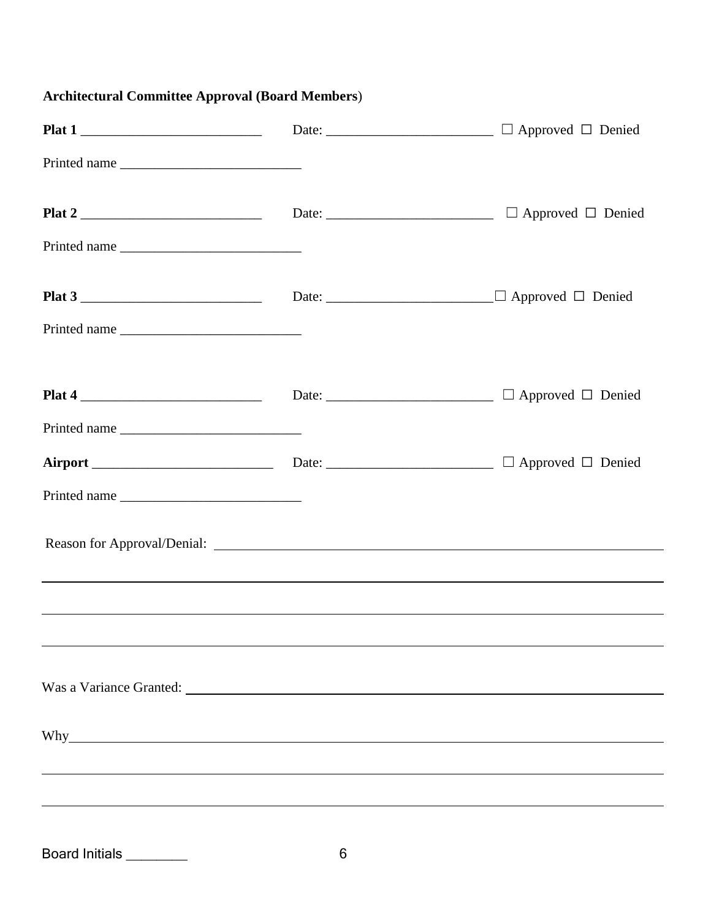**Architectural Committee Approval (Board Members)**

**Plat 1** __________________________ Date: ________________________ ☐ Approved ☐ Denied

Printed name __________________________

**Plat 2** __________________________ Date: ________________________ ☐ Approved ☐ Denied

Printed name __________________________

**Plat 3** __________________________ Date: ________________________ ☐ Approved ☐ Denied

Printed name __________________________

**Plat 4** __________________________ Date: ________________________ ☐ Approved ☐ Denied

Printed name __________________________

**Airport** __________________________ Date: ________________________ ☐ Approved ☐ Denied

Printed name __________________________

Reason for Approval/Denial: ____________________________________________________________

____________________________________________________________________________________

____________________________________________________________________________________

____________________________________________________________________________________

Was a Variance Granted: ________________________________________________________________

Why________________________________________________________________________________

____________________________________________________________________________________

____________________________________________________________________________________

Board Initials ________